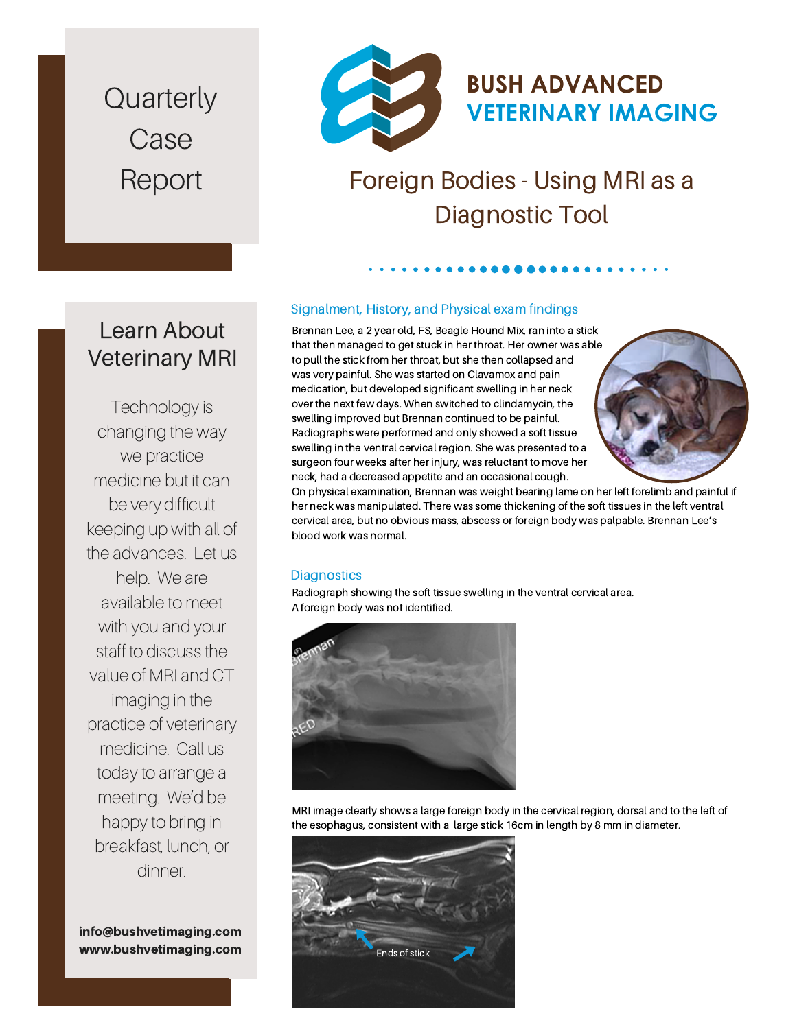# Quarterly Case Report

**BUSH ADVANCED VETERINARY IMAGING**

## Foreign Bodies - Using MRI as a Diagnostic Tool

### Signalment, History, and Physical exam findings

Brennan Lee, a 2 year old, FS, Beagle Hound Mix, ran into a stick that then managed to get stuck in her throat. Her owner was able to pull the stick from her throat, but she then collapsed and was very painful. She was started on Clavamox and pain medication, but developed significant swelling in her neck over the next few days. When switched to clindamycin, the swelling improved but Brennan continued to be painful. Radiographs were performed and only showed a soft tissue swelling in the ventral cervical region. She was presented to a surgeon four weeks after her injury, was reluctant to move her neck, had a decreased appetite and an occasional cough.

On physical examination, Brennan was weight bearing lame on her left forelimb and painful if her neck was manipulated. There was some thickening of the soft tissues in the left ventral cervical area, but no obvious mass, abscess or foreign body was palpable. Brennan Lee's blood work was normal.

### Diagnostics

Radiograph showing the soft tissue swelling in the ventral cervical area. A foreign body was not identified.

MRI image clearly shows a large foreign body in the cervical region, dorsal and to the left of the esophagus, consistent with a large stick 16cm in length by 8 mm in diameter.

Ends of stick

## Learn About Veterinary MRI

Technology is changing the way we practice medicine but it can be very difficult keeping up with all of the advances. Let us help. We are available to meet with you and your staff to discuss the value of MRI and CT imaging in the practice of veterinary medicine. Call us today to arrange a meeting. We'd be happy to bring in breakfast, lunch, or dinner.

**info@bushvetimaging.com**
**www.bushvetimaging.com**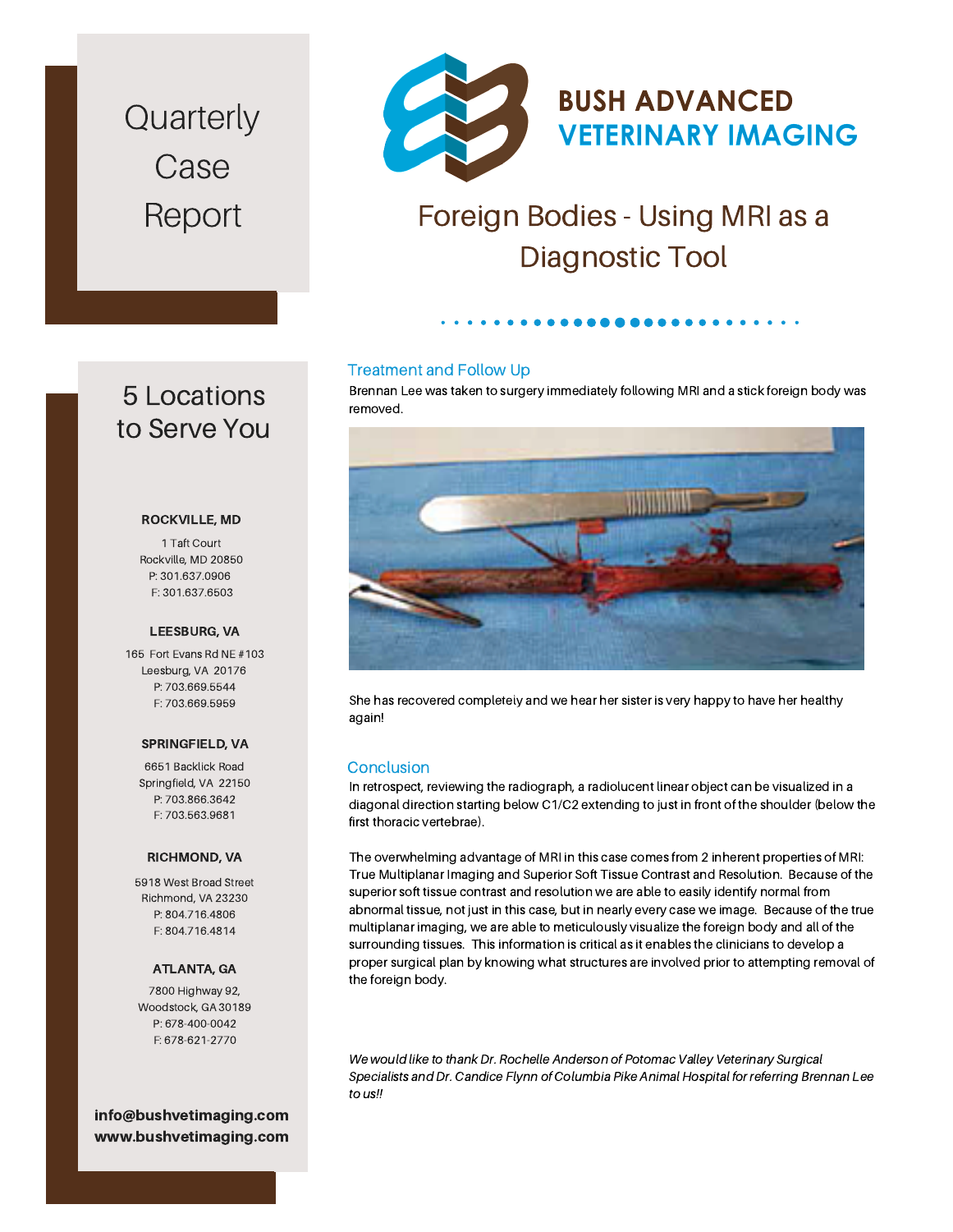Quarterly Case Report

# BUSH ADVANCED VETERINARY IMAGING

## Foreign Bodies - Using MRI as a Diagnostic Tool

## 5 Locations to Serve You

**ROCKVILLE, MD**

1 Taft Court
Rockville, MD 20850
P: 301.637.0906
F: 301.637.6503

**LEESBURG, VA**

165 Fort Evans Rd NE #103
Leesburg, VA 20176
P: 703.669.5544
F: 703.669.5959

**SPRINGFIELD, VA**

6651 Backlick Road
Springfield, VA 22150
P: 703.866.3642
F: 703.563.9681

**RICHMOND, VA**

5918 West Broad Street
Richmond, VA 23230
P: 804.716.4806
F: 804.716.4814

**ATLANTA, GA**

7800 Highway 92,
Woodstock, GA 30189
P: 678-400-0042
F: 678-621-2770

**info@bushvetimaging.com**
**www.bushvetimaging.com**

### Treatment and Follow Up

Brennan Lee was taken to surgery immediately following MRI and a stick foreign body was removed.

She has recovered completely and we hear her sister is very happy to have her healthy again!

### Conclusion

In retrospect, reviewing the radiograph, a radiolucent linear object can be visualized in a diagonal direction starting below C1/C2 extending to just in front of the shoulder (below the first thoracic vertebrae).

The overwhelming advantage of MRI in this case comes from 2 inherent properties of MRI: True Multiplanar Imaging and Superior Soft Tissue Contrast and Resolution. Because of the superior soft tissue contrast and resolution we are able to easily identify normal from abnormal tissue, not just in this case, but in nearly every case we image. Because of the true multiplanar imaging, we are able to meticulously visualize the foreign body and all of the surrounding tissues. This information is critical as it enables the clinicians to develop a proper surgical plan by knowing what structures are involved prior to attempting removal of the foreign body.

*We would like to thank Dr. Rochelle Anderson of Potomac Valley Veterinary Surgical Specialists and Dr. Candice Flynn of Columbia Pike Animal Hospital for referring Brennan Lee to us!!*